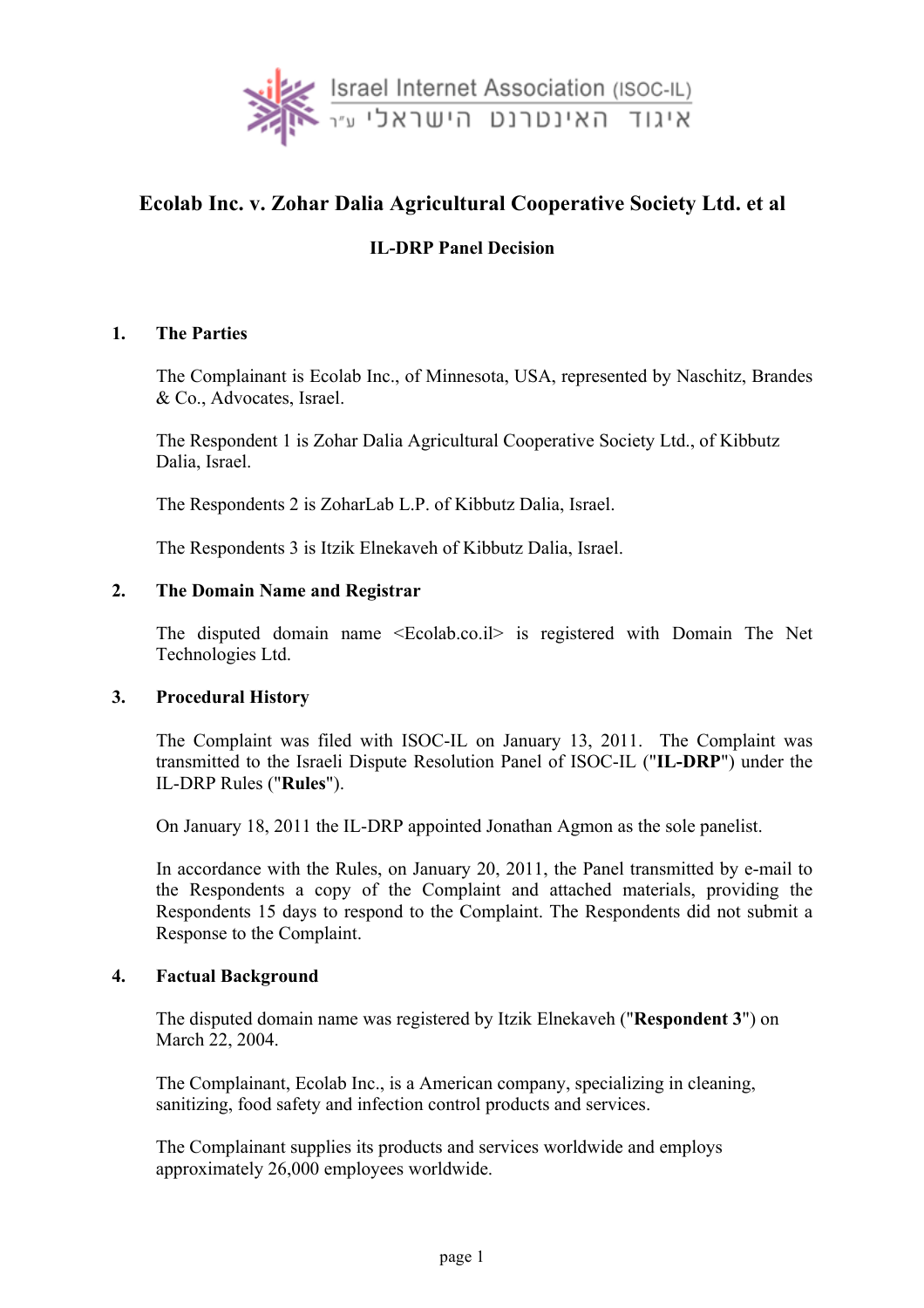Israel Internet Association (ISOC-IL)
איגוד האינטרנט הישראלי ע"ר

# Ecolab Inc. v. Zohar Dalia Agricultural Cooperative Society Ltd. et al

## IL-DRP Panel Decision

### 1. The Parties

The Complainant is Ecolab Inc., of Minnesota, USA, represented by Naschitz, Brandes & Co., Advocates, Israel.

The Respondent 1 is Zohar Dalia Agricultural Cooperative Society Ltd., of Kibbutz Dalia, Israel.

The Respondents 2 is ZoharLab L.P. of Kibbutz Dalia, Israel.

The Respondents 3 is Itzik Elnekaveh of Kibbutz Dalia, Israel.

### 2. The Domain Name and Registrar

The disputed domain name <Ecolab.co.il> is registered with Domain The Net Technologies Ltd.

### 3. Procedural History

The Complaint was filed with ISOC-IL on January 13, 2011. The Complaint was transmitted to the Israeli Dispute Resolution Panel of ISOC-IL ("**IL-DRP**") under the IL-DRP Rules ("**Rules**").

On January 18, 2011 the IL-DRP appointed Jonathan Agmon as the sole panelist.

In accordance with the Rules, on January 20, 2011, the Panel transmitted by e-mail to the Respondents a copy of the Complaint and attached materials, providing the Respondents 15 days to respond to the Complaint. The Respondents did not submit a Response to the Complaint.

### 4. Factual Background

The disputed domain name was registered by Itzik Elnekaveh ("**Respondent 3**") on March 22, 2004.

The Complainant, Ecolab Inc., is a American company, specializing in cleaning, sanitizing, food safety and infection control products and services.

The Complainant supplies its products and services worldwide and employs approximately 26,000 employees worldwide.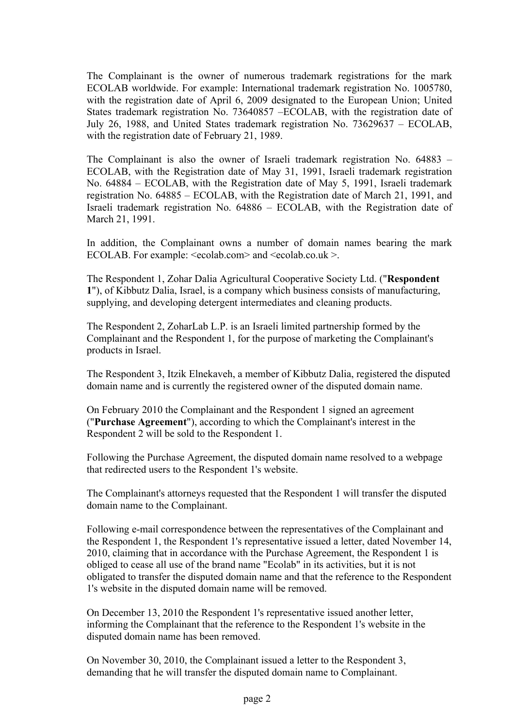The Complainant is the owner of numerous trademark registrations for the mark ECOLAB worldwide. For example: International trademark registration No. 1005780, with the registration date of April 6, 2009 designated to the European Union; United States trademark registration No. 73640857 –ECOLAB, with the registration date of July 26, 1988, and United States trademark registration No. 73629637 – ECOLAB, with the registration date of February 21, 1989.

The Complainant is also the owner of Israeli trademark registration No. 64883 – ECOLAB, with the Registration date of May 31, 1991, Israeli trademark registration No. 64884 – ECOLAB, with the Registration date of May 5, 1991, Israeli trademark registration No. 64885 – ECOLAB, with the Registration date of March 21, 1991, and Israeli trademark registration No. 64886 – ECOLAB, with the Registration date of March 21, 1991.

In addition, the Complainant owns a number of domain names bearing the mark ECOLAB. For example: <ecolab.com> and <ecolab.co.uk >.

The Respondent 1, Zohar Dalia Agricultural Cooperative Society Ltd. ("**Respondent 1**"), of Kibbutz Dalia, Israel, is a company which business consists of manufacturing, supplying, and developing detergent intermediates and cleaning products.

The Respondent 2, ZoharLab L.P. is an Israeli limited partnership formed by the Complainant and the Respondent 1, for the purpose of marketing the Complainant's products in Israel.

The Respondent 3, Itzik Elnekaveh, a member of Kibbutz Dalia, registered the disputed domain name and is currently the registered owner of the disputed domain name.

On February 2010 the Complainant and the Respondent 1 signed an agreement ("**Purchase Agreement**"), according to which the Complainant's interest in the Respondent 2 will be sold to the Respondent 1.

Following the Purchase Agreement, the disputed domain name resolved to a webpage that redirected users to the Respondent 1's website.

The Complainant's attorneys requested that the Respondent 1 will transfer the disputed domain name to the Complainant.

Following e-mail correspondence between the representatives of the Complainant and the Respondent 1, the Respondent 1's representative issued a letter, dated November 14, 2010, claiming that in accordance with the Purchase Agreement, the Respondent 1 is obliged to cease all use of the brand name "Ecolab" in its activities, but it is not obligated to transfer the disputed domain name and that the reference to the Respondent 1's website in the disputed domain name will be removed.

On December 13, 2010 the Respondent 1's representative issued another letter, informing the Complainant that the reference to the Respondent 1's website in the disputed domain name has been removed.

On November 30, 2010, the Complainant issued a letter to the Respondent 3, demanding that he will transfer the disputed domain name to Complainant.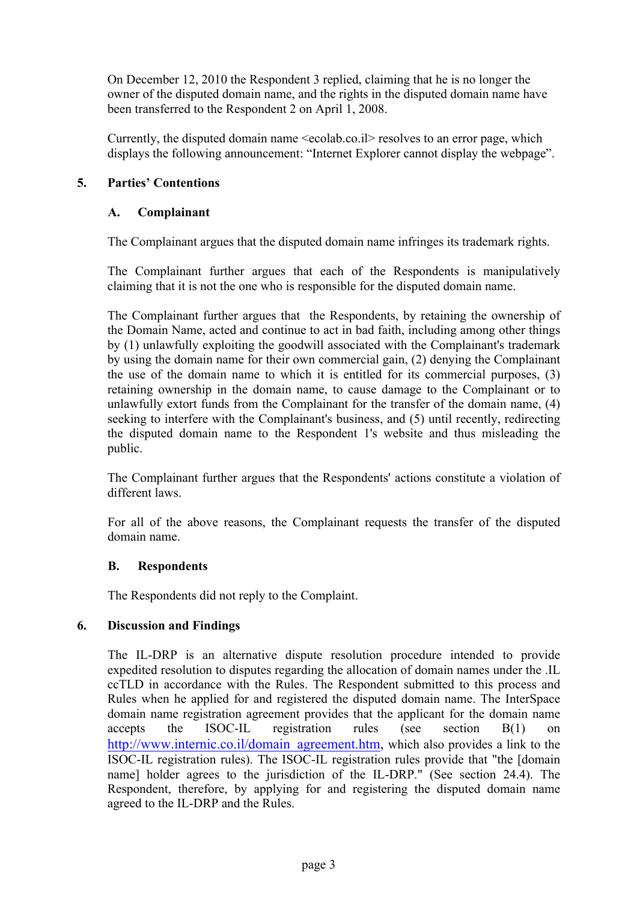On December 12, 2010 the Respondent 3 replied, claiming that he is no longer the owner of the disputed domain name, and the rights in the disputed domain name have been transferred to the Respondent 2 on April 1, 2008.

Currently, the disputed domain name <ecolab.co.il> resolves to an error page, which displays the following announcement: "Internet Explorer cannot display the webpage".

## 5. Parties' Contentions

### A. Complainant

The Complainant argues that the disputed domain name infringes its trademark rights.

The Complainant further argues that each of the Respondents is manipulatively claiming that it is not the one who is responsible for the disputed domain name.

The Complainant further argues that the Respondents, by retaining the ownership of the Domain Name, acted and continue to act in bad faith, including among other things by (1) unlawfully exploiting the goodwill associated with the Complainant's trademark by using the domain name for their own commercial gain, (2) denying the Complainant the use of the domain name to which it is entitled for its commercial purposes, (3) retaining ownership in the domain name, to cause damage to the Complainant or to unlawfully extort funds from the Complainant for the transfer of the domain name, (4) seeking to interfere with the Complainant's business, and (5) until recently, redirecting the disputed domain name to the Respondent 1's website and thus misleading the public.

The Complainant further argues that the Respondents' actions constitute a violation of different laws.

For all of the above reasons, the Complainant requests the transfer of the disputed domain name.

### B. Respondents

The Respondents did not reply to the Complaint.

## 6. Discussion and Findings

The IL-DRP is an alternative dispute resolution procedure intended to provide expedited resolution to disputes regarding the allocation of domain names under the .IL ccTLD in accordance with the Rules. The Respondent submitted to this process and Rules when he applied for and registered the disputed domain name. The InterSpace domain name registration agreement provides that the applicant for the domain name accepts the ISOC-IL registration rules (see section B(1) on http://www.internic.co.il/domain_agreement.htm, which also provides a link to the ISOC-IL registration rules). The ISOC-IL registration rules provide that "the [domain name] holder agrees to the jurisdiction of the IL-DRP." (See section 24.4). The Respondent, therefore, by applying for and registering the disputed domain name agreed to the IL-DRP and the Rules.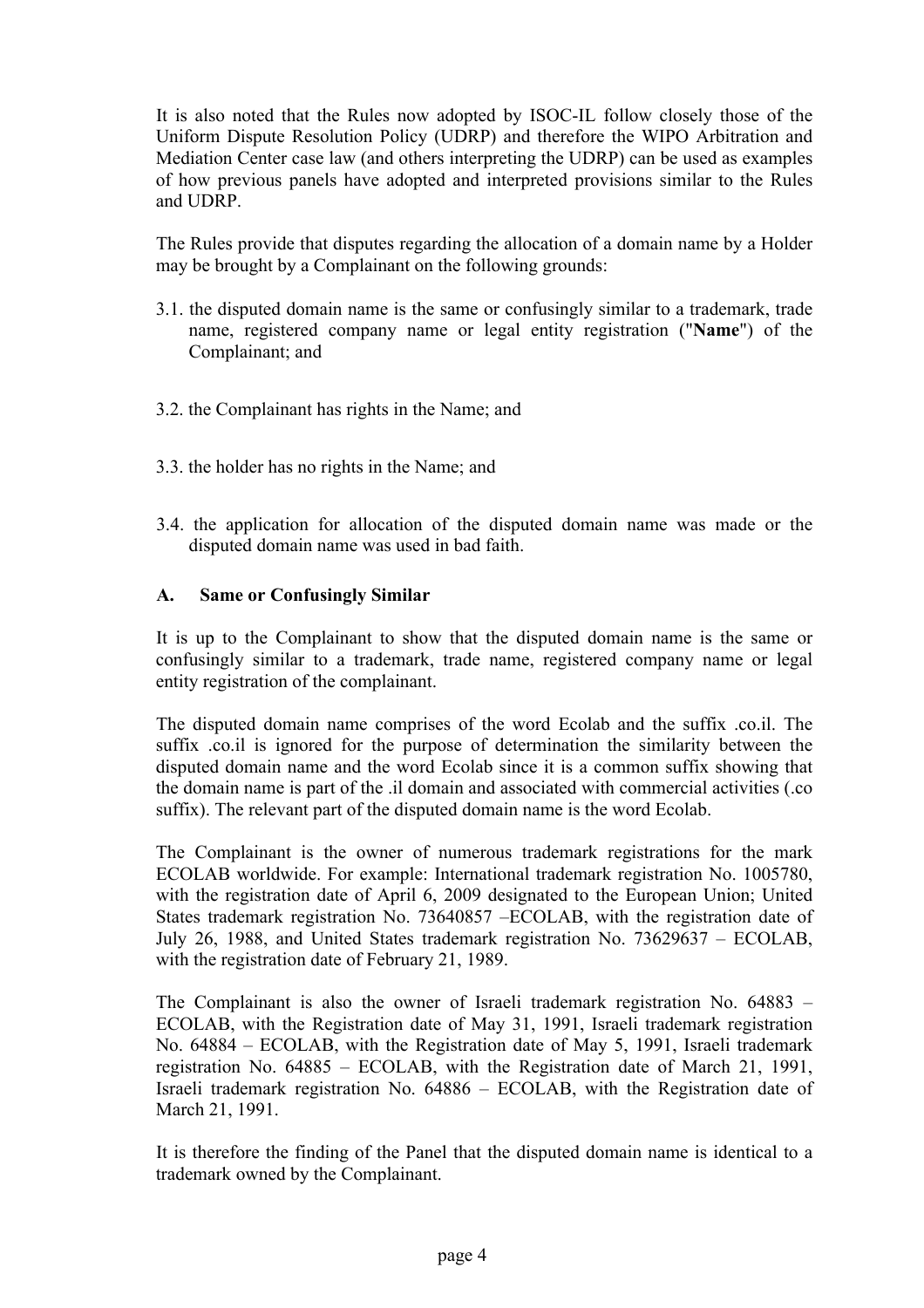It is also noted that the Rules now adopted by ISOC-IL follow closely those of the Uniform Dispute Resolution Policy (UDRP) and therefore the WIPO Arbitration and Mediation Center case law (and others interpreting the UDRP) can be used as examples of how previous panels have adopted and interpreted provisions similar to the Rules and UDRP.

The Rules provide that disputes regarding the allocation of a domain name by a Holder may be brought by a Complainant on the following grounds:

3.1. the disputed domain name is the same or confusingly similar to a trademark, trade name, registered company name or legal entity registration ("**Name**") of the Complainant; and

3.2. the Complainant has rights in the Name; and

3.3. the holder has no rights in the Name; and

3.4. the application for allocation of the disputed domain name was made or the disputed domain name was used in bad faith.

### A. Same or Confusingly Similar

It is up to the Complainant to show that the disputed domain name is the same or confusingly similar to a trademark, trade name, registered company name or legal entity registration of the complainant.

The disputed domain name comprises of the word Ecolab and the suffix .co.il. The suffix .co.il is ignored for the purpose of determination the similarity between the disputed domain name and the word Ecolab since it is a common suffix showing that the domain name is part of the .il domain and associated with commercial activities (.co suffix). The relevant part of the disputed domain name is the word Ecolab.

The Complainant is the owner of numerous trademark registrations for the mark ECOLAB worldwide. For example: International trademark registration No. 1005780, with the registration date of April 6, 2009 designated to the European Union; United States trademark registration No. 73640857 –ECOLAB, with the registration date of July 26, 1988, and United States trademark registration No. 73629637 – ECOLAB, with the registration date of February 21, 1989.

The Complainant is also the owner of Israeli trademark registration No. 64883 – ECOLAB, with the Registration date of May 31, 1991, Israeli trademark registration No. 64884 – ECOLAB, with the Registration date of May 5, 1991, Israeli trademark registration No. 64885 – ECOLAB, with the Registration date of March 21, 1991, Israeli trademark registration No. 64886 – ECOLAB, with the Registration date of March 21, 1991.

It is therefore the finding of the Panel that the disputed domain name is identical to a trademark owned by the Complainant.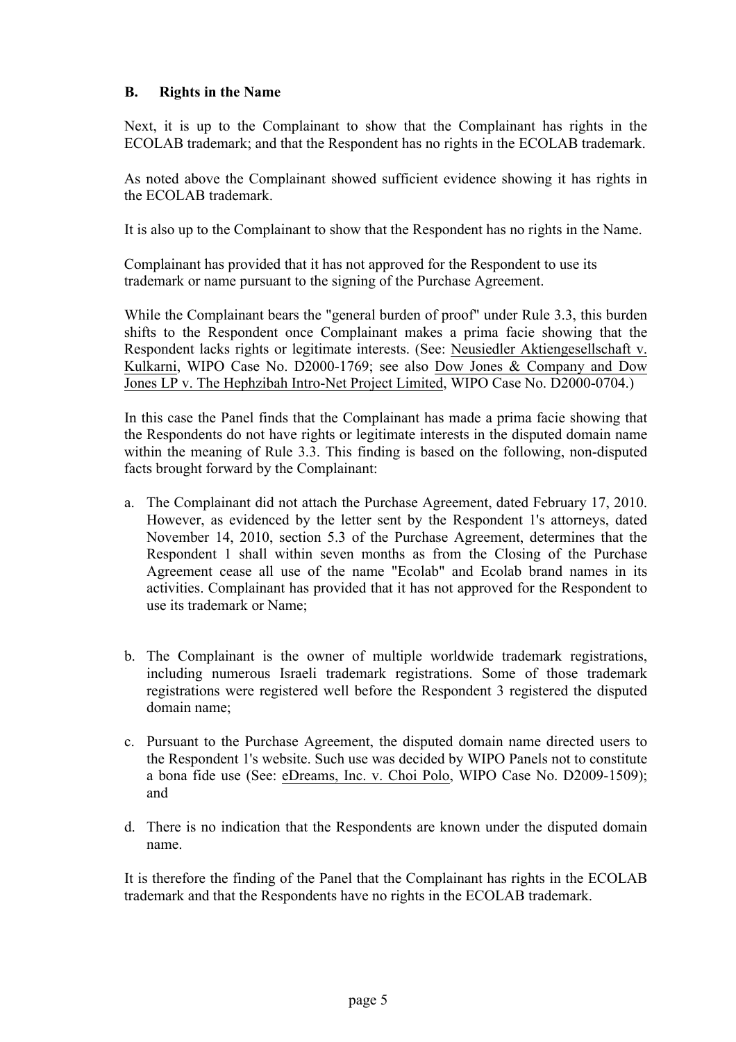### B. Rights in the Name

Next, it is up to the Complainant to show that the Complainant has rights in the ECOLAB trademark; and that the Respondent has no rights in the ECOLAB trademark.

As noted above the Complainant showed sufficient evidence showing it has rights in the ECOLAB trademark.

It is also up to the Complainant to show that the Respondent has no rights in the Name.

Complainant has provided that it has not approved for the Respondent to use its trademark or name pursuant to the signing of the Purchase Agreement.

While the Complainant bears the "general burden of proof" under Rule 3.3, this burden shifts to the Respondent once Complainant makes a prima facie showing that the Respondent lacks rights or legitimate interests. (See: Neusiedler Aktiengesellschaft v. Kulkarni, WIPO Case No. D2000-1769; see also Dow Jones & Company and Dow Jones LP v. The Hephzibah Intro-Net Project Limited, WIPO Case No. D2000-0704.)

In this case the Panel finds that the Complainant has made a prima facie showing that the Respondents do not have rights or legitimate interests in the disputed domain name within the meaning of Rule 3.3. This finding is based on the following, non-disputed facts brought forward by the Complainant:

a. The Complainant did not attach the Purchase Agreement, dated February 17, 2010. However, as evidenced by the letter sent by the Respondent 1's attorneys, dated November 14, 2010, section 5.3 of the Purchase Agreement, determines that the Respondent 1 shall within seven months as from the Closing of the Purchase Agreement cease all use of the name "Ecolab" and Ecolab brand names in its activities. Complainant has provided that it has not approved for the Respondent to use its trademark or Name;

b. The Complainant is the owner of multiple worldwide trademark registrations, including numerous Israeli trademark registrations. Some of those trademark registrations were registered well before the Respondent 3 registered the disputed domain name;

c. Pursuant to the Purchase Agreement, the disputed domain name directed users to the Respondent 1's website. Such use was decided by WIPO Panels not to constitute a bona fide use (See: eDreams, Inc. v. Choi Polo, WIPO Case No. D2009-1509); and

d. There is no indication that the Respondents are known under the disputed domain name.

It is therefore the finding of the Panel that the Complainant has rights in the ECOLAB trademark and that the Respondents have no rights in the ECOLAB trademark.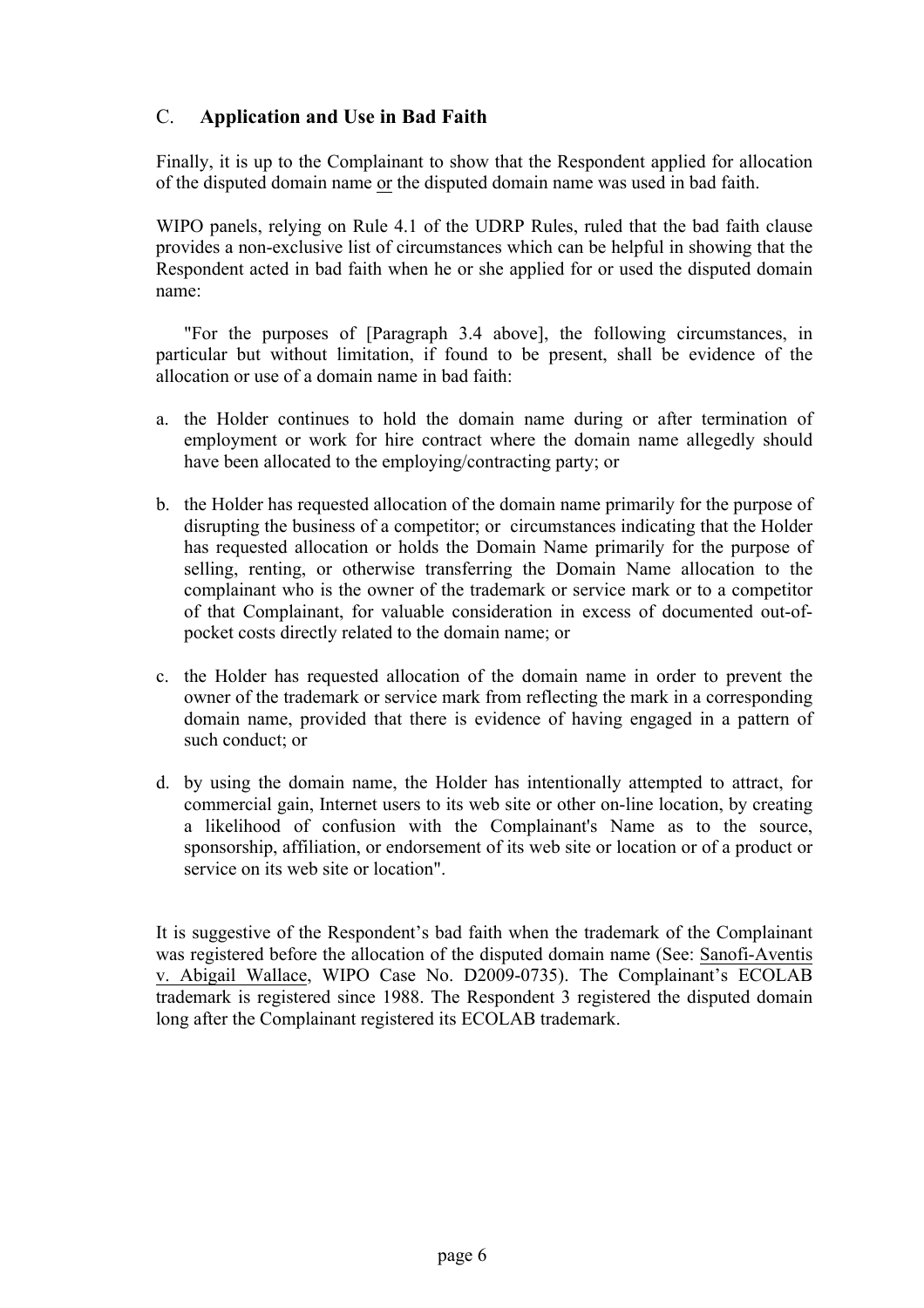## C. **Application and Use in Bad Faith**

Finally, it is up to the Complainant to show that the Respondent applied for allocation of the disputed domain name <u>or</u> the disputed domain name was used in bad faith.

WIPO panels, relying on Rule 4.1 of the UDRP Rules, ruled that the bad faith clause provides a non-exclusive list of circumstances which can be helpful in showing that the Respondent acted in bad faith when he or she applied for or used the disputed domain name:

"For the purposes of [Paragraph 3.4 above], the following circumstances, in particular but without limitation, if found to be present, shall be evidence of the allocation or use of a domain name in bad faith:

a. the Holder continues to hold the domain name during or after termination of employment or work for hire contract where the domain name allegedly should have been allocated to the employing/contracting party; or

b. the Holder has requested allocation of the domain name primarily for the purpose of disrupting the business of a competitor; or circumstances indicating that the Holder has requested allocation or holds the Domain Name primarily for the purpose of selling, renting, or otherwise transferring the Domain Name allocation to the complainant who is the owner of the trademark or service mark or to a competitor of that Complainant, for valuable consideration in excess of documented out-of-pocket costs directly related to the domain name; or

c. the Holder has requested allocation of the domain name in order to prevent the owner of the trademark or service mark from reflecting the mark in a corresponding domain name, provided that there is evidence of having engaged in a pattern of such conduct; or

d. by using the domain name, the Holder has intentionally attempted to attract, for commercial gain, Internet users to its web site or other on-line location, by creating a likelihood of confusion with the Complainant's Name as to the source, sponsorship, affiliation, or endorsement of its web site or location or of a product or service on its web site or location".

It is suggestive of the Respondent's bad faith when the trademark of the Complainant was registered before the allocation of the disputed domain name (See: <u>Sanofi-Aventis v. Abigail Wallace</u>, WIPO Case No. D2009-0735). The Complainant's ECOLAB trademark is registered since 1988. The Respondent 3 registered the disputed domain long after the Complainant registered its ECOLAB trademark.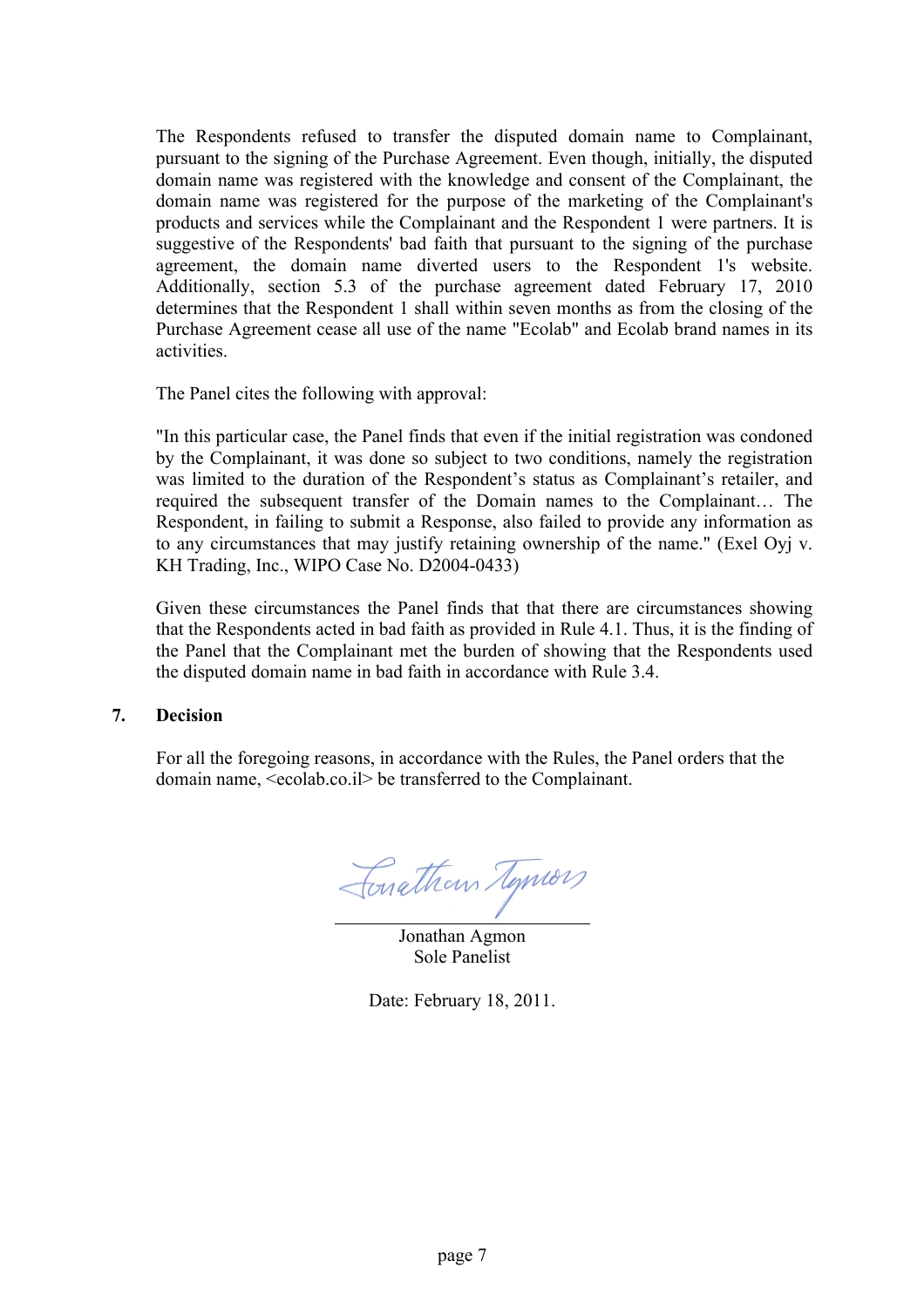The Respondents refused to transfer the disputed domain name to Complainant, pursuant to the signing of the Purchase Agreement. Even though, initially, the disputed domain name was registered with the knowledge and consent of the Complainant, the domain name was registered for the purpose of the marketing of the Complainant's products and services while the Complainant and the Respondent 1 were partners. It is suggestive of the Respondents' bad faith that pursuant to the signing of the purchase agreement, the domain name diverted users to the Respondent 1's website. Additionally, section 5.3 of the purchase agreement dated February 17, 2010 determines that the Respondent 1 shall within seven months as from the closing of the Purchase Agreement cease all use of the name "Ecolab" and Ecolab brand names in its activities.

The Panel cites the following with approval:

"In this particular case, the Panel finds that even if the initial registration was condoned by the Complainant, it was done so subject to two conditions, namely the registration was limited to the duration of the Respondent's status as Complainant's retailer, and required the subsequent transfer of the Domain names to the Complainant… The Respondent, in failing to submit a Response, also failed to provide any information as to any circumstances that may justify retaining ownership of the name." (Exel Oyj v. KH Trading, Inc., WIPO Case No. D2004-0433)

Given these circumstances the Panel finds that that there are circumstances showing that the Respondents acted in bad faith as provided in Rule 4.1. Thus, it is the finding of the Panel that the Complainant met the burden of showing that the Respondents used the disputed domain name in bad faith in accordance with Rule 3.4.

## 7. Decision

For all the foregoing reasons, in accordance with the Rules, the Panel orders that the domain name, <ecolab.co.il> be transferred to the Complainant.

Jonathan Agmon
Sole Panelist

Date: February 18, 2011.